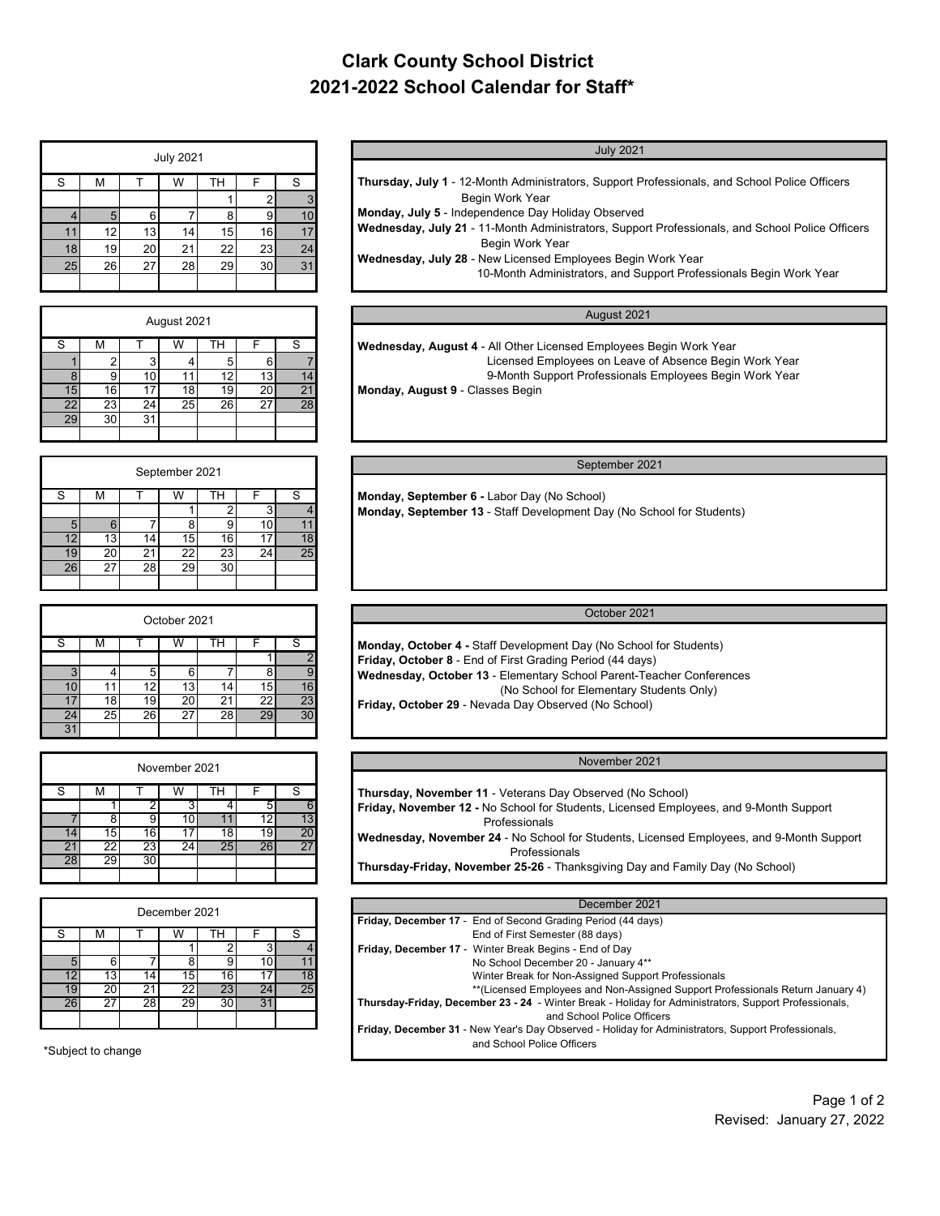# Clark County School District
# 2021-2022 School Calendar for Staff*

### July 2021

| S | M | T | W | TH | F | S |
|---|---|---|---|---|---|---|
| | | | | 1 | 2 | 3 |
| 4 | 5 | 6 | 7 | 8 | 9 | 10 |
| 11 | 12 | 13 | 14 | 15 | 16 | 17 |
| 18 | 19 | 20 | 21 | 22 | 23 | 24 |
| 25 | 26 | 27 | 28 | 29 | 30 | 31 |

**Thursday, July 1** - 12-Month Administrators, Support Professionals, and School Police Officers Begin Work Year
**Monday, July 5** - Independence Day Holiday Observed
**Wednesday, July 21** - 11-Month Administrators, Support Professionals, and School Police Officers Begin Work Year
**Wednesday, July 28** - New Licensed Employees Begin Work Year
10-Month Administrators, and Support Professionals Begin Work Year

### August 2021

| S | M | T | W | TH | F | S |
|---|---|---|---|---|---|---|
| 1 | 2 | 3 | 4 | 5 | 6 | 7 |
| 8 | 9 | 10 | 11 | 12 | 13 | 14 |
| 15 | 16 | 17 | 18 | 19 | 20 | 21 |
| 22 | 23 | 24 | 25 | 26 | 27 | 28 |
| 29 | 30 | 31 | | | | |

**Wednesday, August 4** - All Other Licensed Employees Begin Work Year
Licensed Employees on Leave of Absence Begin Work Year
9-Month Support Professionals Employees Begin Work Year
**Monday, August 9** - Classes Begin

### September 2021

| S | M | T | W | TH | F | S |
|---|---|---|---|---|---|---|
| | | | 1 | 2 | 3 | 4 |
| 5 | 6 | 7 | 8 | 9 | 10 | 11 |
| 12 | 13 | 14 | 15 | 16 | 17 | 18 |
| 19 | 20 | 21 | 22 | 23 | 24 | 25 |
| 26 | 27 | 28 | 29 | 30 | | |

**Monday, September 6 -** Labor Day (No School)
**Monday, September 13** - Staff Development Day (No School for Students)

### October 2021

| S | M | T | W | TH | F | S |
|---|---|---|---|---|---|---|
| | | | | | 1 | 2 |
| 3 | 4 | 5 | 6 | 7 | 8 | 9 |
| 10 | 11 | 12 | 13 | 14 | 15 | 16 |
| 17 | 18 | 19 | 20 | 21 | 22 | 23 |
| 24 | 25 | 26 | 27 | 28 | 29 | 30 |
| 31 | | | | | | |

**Monday, October 4 -** Staff Development Day (No School for Students)
**Friday, October 8** - End of First Grading Period (44 days)
**Wednesday, October 13** - Elementary School Parent-Teacher Conferences
(No School for Elementary Students Only)
**Friday, October 29** - Nevada Day Observed (No School)

### November 2021

| S | M | T | W | TH | F | S |
|---|---|---|---|---|---|---|
| | 1 | 2 | 3 | 4 | 5 | 6 |
| 7 | 8 | 9 | 10 | 11 | 12 | 13 |
| 14 | 15 | 16 | 17 | 18 | 19 | 20 |
| 21 | 22 | 23 | 24 | 25 | 26 | 27 |
| 28 | 29 | 30 | | | | |

**Thursday, November 11** - Veterans Day Observed (No School)
**Friday, November 12 -** No School for Students, Licensed Employees, and 9-Month Support Professionals
**Wednesday, November 24** - No School for Students, Licensed Employees, and 9-Month Support Professionals
**Thursday-Friday, November 25-26** - Thanksgiving Day and Family Day (No School)

### December 2021

| S | M | T | W | TH | F | S |
|---|---|---|---|---|---|---|
| | | | 1 | 2 | 3 | 4 |
| 5 | 6 | 7 | 8 | 9 | 10 | 11 |
| 12 | 13 | 14 | 15 | 16 | 17 | 18 |
| 19 | 20 | 21 | 22 | 23 | 24 | 25 |
| 26 | 27 | 28 | 29 | 30 | 31 | |

**Friday, December 17** - End of Second Grading Period (44 days)
End of First Semester (88 days)
**Friday, December 17** - Winter Break Begins - End of Day
No School December 20 - January 4**
Winter Break for Non-Assigned Support Professionals
**(Licensed Employees and Non-Assigned Support Professionals Return January 4)
**Thursday-Friday, December 23 - 24** - Winter Break - Holiday for Administrators, Support Professionals, and School Police Officers
**Friday, December 31** - New Year's Day Observed - Holiday for Administrators, Support Professionals, and School Police Officers

*Subject to change

Revised: January 27, 2022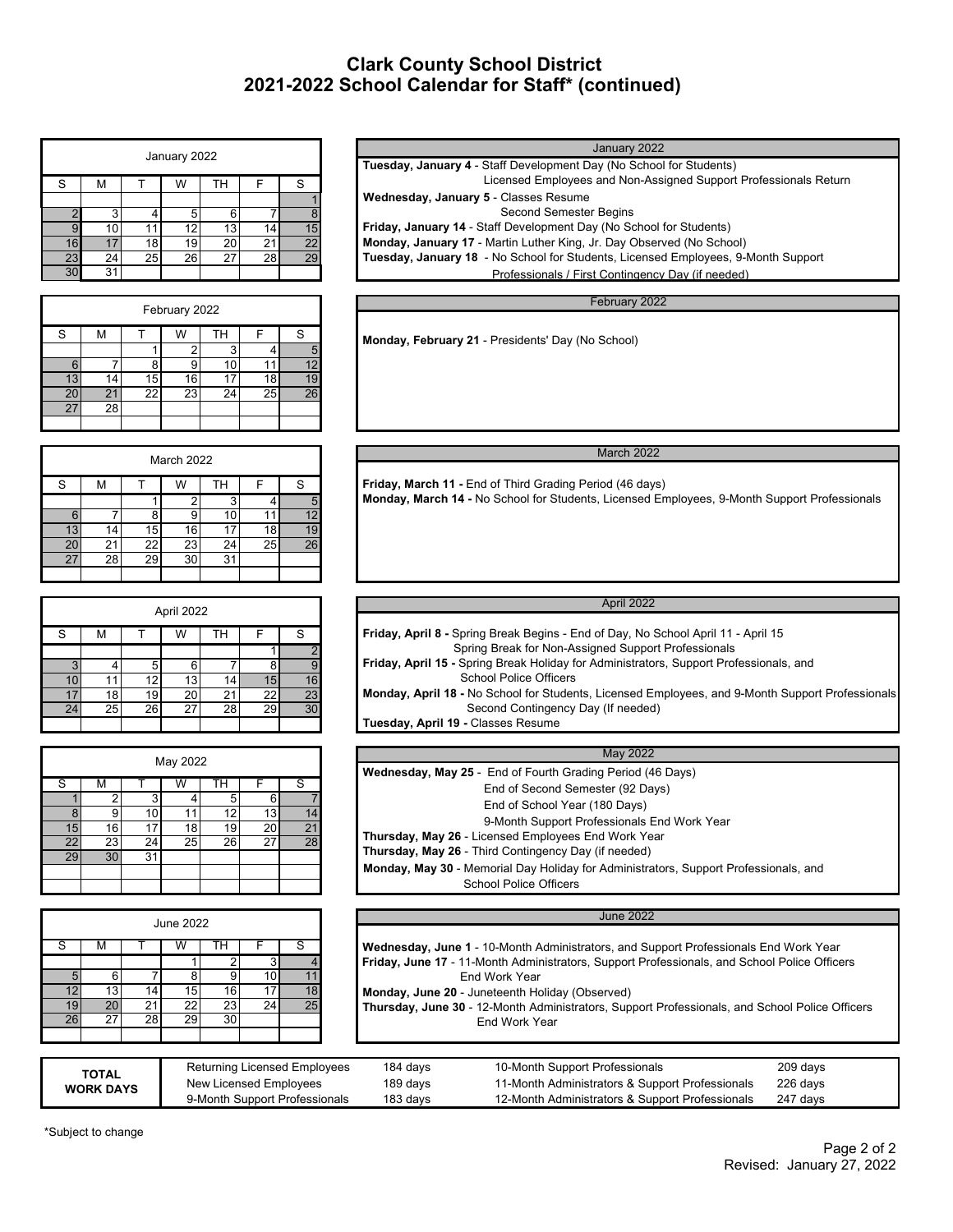# Clark County School District
# 2021-2022 School Calendar for Staff* (continued)

## January 2022

| S | M | T | W | TH | F | S |
|---|---|---|---|---|---|---|
| | | | | | | 1 |
| 2 | 3 | 4 | 5 | 6 | 7 | 8 |
| 9 | 10 | 11 | 12 | 13 | 14 | 15 |
| 16 | 17 | 18 | 19 | 20 | 21 | 22 |
| 23 | 24 | 25 | 26 | 27 | 28 | 29 |
| 30 | 31 | | | | | |

**Tuesday, January 4** - Staff Development Day (No School for Students)
Licensed Employees and Non-Assigned Support Professionals Return
**Wednesday, January 5** - Classes Resume
Second Semester Begins
**Friday, January 14** - Staff Development Day (No School for Students)
**Monday, January 17** - Martin Luther King, Jr. Day Observed (No School)
**Tuesday, January 18** - No School for Students, Licensed Employees, 9-Month Support Professionals / First Contingency Day (if needed)

## February 2022

| S | M | T | W | TH | F | S |
|---|---|---|---|---|---|---|
| | | 1 | 2 | 3 | 4 | 5 |
| 6 | 7 | 8 | 9 | 10 | 11 | 12 |
| 13 | 14 | 15 | 16 | 17 | 18 | 19 |
| 20 | 21 | 22 | 23 | 24 | 25 | 26 |
| 27 | 28 | | | | | |

**Monday, February 21** - Presidents' Day (No School)

## March 2022

| S | M | T | W | TH | F | S |
|---|---|---|---|---|---|---|
| | | 1 | 2 | 3 | 4 | 5 |
| 6 | 7 | 8 | 9 | 10 | 11 | 12 |
| 13 | 14 | 15 | 16 | 17 | 18 | 19 |
| 20 | 21 | 22 | 23 | 24 | 25 | 26 |
| 27 | 28 | 29 | 30 | 31 | | |

**Friday, March 11 -** End of Third Grading Period (46 days)
**Monday, March 14 -** No School for Students, Licensed Employees, 9-Month Support Professionals

## April 2022

| S | M | T | W | TH | F | S |
|---|---|---|---|---|---|---|
| | | | | | 1 | 2 |
| 3 | 4 | 5 | 6 | 7 | 8 | 9 |
| 10 | 11 | 12 | 13 | 14 | 15 | 16 |
| 17 | 18 | 19 | 20 | 21 | 22 | 23 |
| 24 | 25 | 26 | 27 | 28 | 29 | 30 |

**Friday, April 8 -** Spring Break Begins - End of Day, No School April 11 - April 15
Spring Break for Non-Assigned Support Professionals
**Friday, April 15 -** Spring Break Holiday for Administrators, Support Professionals, and School Police Officers
**Monday, April 18 -** No School for Students, Licensed Employees, and 9-Month Support Professionals
Second Contingency Day (If needed)
**Tuesday, April 19 -** Classes Resume

## May 2022

| S | M | T | W | TH | F | S |
|---|---|---|---|---|---|---|
| 1 | 2 | 3 | 4 | 5 | 6 | 7 |
| 8 | 9 | 10 | 11 | 12 | 13 | 14 |
| 15 | 16 | 17 | 18 | 19 | 20 | 21 |
| 22 | 23 | 24 | 25 | 26 | 27 | 28 |
| 29 | 30 | 31 | | | | |

**Wednesday, May 25** - End of Fourth Grading Period (46 Days)
End of Second Semester (92 Days)
End of School Year (180 Days)
9-Month Support Professionals End Work Year
**Thursday, May 26** - Licensed Employees End Work Year
**Thursday, May 26** - Third Contingency Day (if needed)
**Monday, May 30** - Memorial Day Holiday for Administrators, Support Professionals, and School Police Officers

## June 2022

| S | M | T | W | TH | F | S |
|---|---|---|---|---|---|---|
| | | | 1 | 2 | 3 | 4 |
| 5 | 6 | 7 | 8 | 9 | 10 | 11 |
| 12 | 13 | 14 | 15 | 16 | 17 | 18 |
| 19 | 20 | 21 | 22 | 23 | 24 | 25 |
| 26 | 27 | 28 | 29 | 30 | | |

**Wednesday, June 1** - 10-Month Administrators, and Support Professionals End Work Year
**Friday, June 17** - 11-Month Administrators, Support Professionals, and School Police Officers End Work Year
**Monday, June 20** - Juneteenth Holiday (Observed)
**Thursday, June 30** - 12-Month Administrators, Support Professionals, and School Police Officers End Work Year

| | | | | |
|---|---|---|---|---|
| **TOTAL WORK DAYS** | Returning Licensed Employees | 184 days | 10-Month Support Professionals | 209 days |
| | New Licensed Employees | 189 days | 11-Month Administrators & Support Professionals | 226 days |
| | 9-Month Support Professionals | 183 days | 12-Month Administrators & Support Professionals | 247 days |

*Subject to change

Revised: January 27, 2022